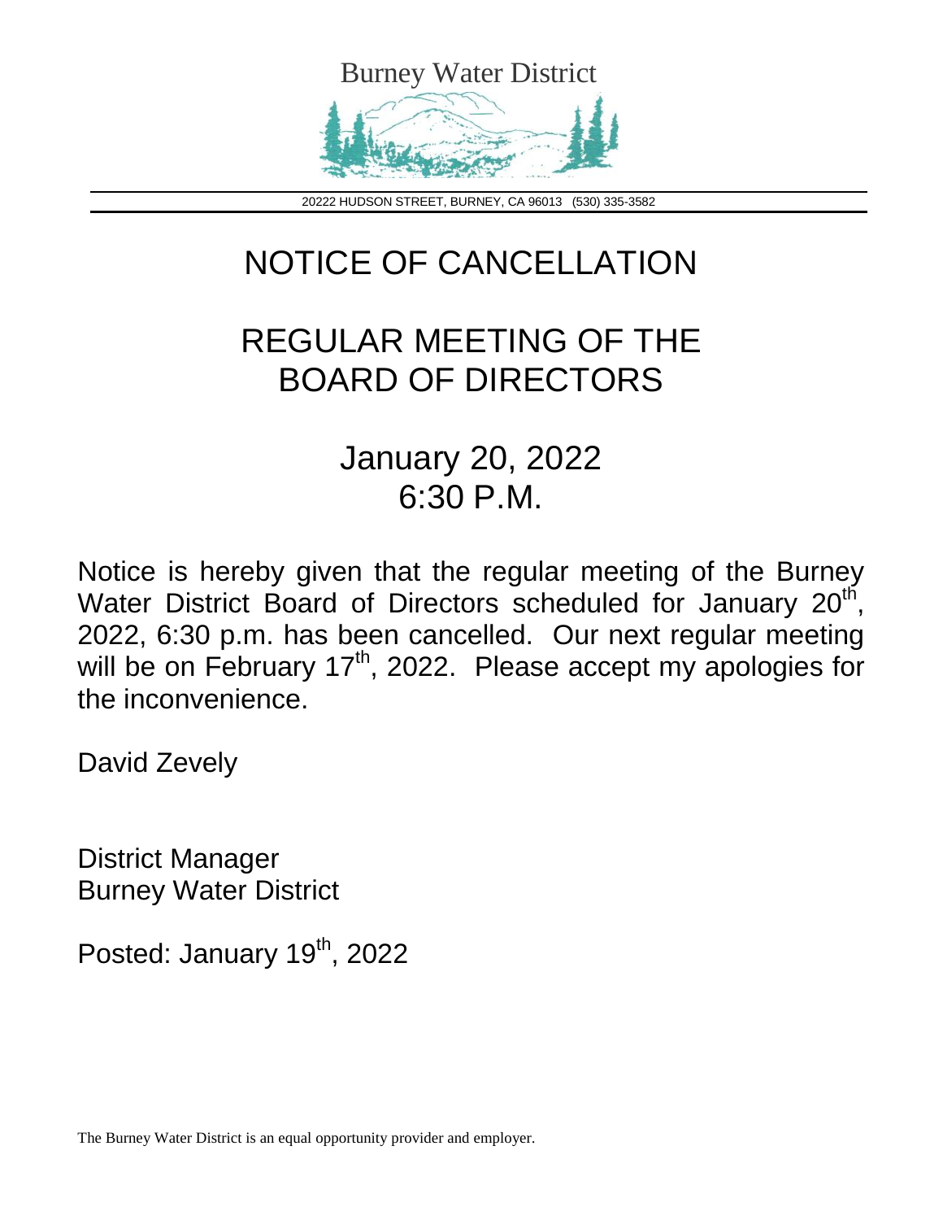Burney Water District

20222 HUDSON STREET, BURNEY, CA 96013 (530) 335-3582

# NOTICE OF CANCELLATION

# REGULAR MEETING OF THE BOARD OF DIRECTORS

## January 20, 2022
## 6:30 P.M.

Notice is hereby given that the regular meeting of the Burney Water District Board of Directors scheduled for January 20th, 2022, 6:30 p.m. has been cancelled. Our next regular meeting will be on February 17th, 2022. Please accept my apologies for the inconvenience.

David Zevely

District Manager
Burney Water District

Posted: January 19th, 2022

The Burney Water District is an equal opportunity provider and employer.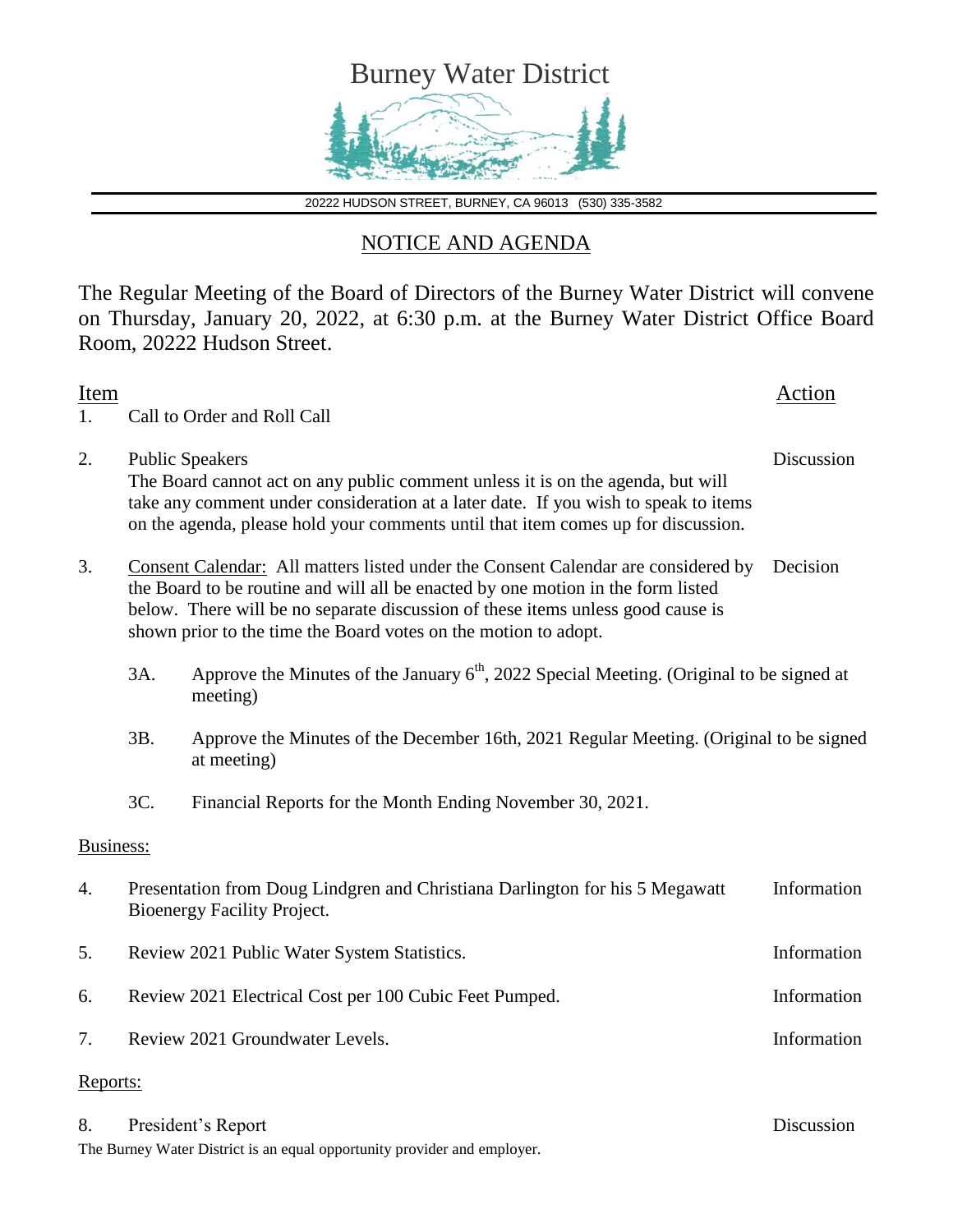# Burney Water District

20222 HUDSON STREET, BURNEY, CA 96013 (530) 335-3582

## NOTICE AND AGENDA

The Regular Meeting of the Board of Directors of the Burney Water District will convene on Thursday, January 20, 2022, at 6:30 p.m. at the Burney Water District Office Board Room, 20222 Hudson Street.

| Item | | Action |
|---|---|---|
| 1. | Call to Order and Roll Call | |
| 2. | Public Speakers<br>The Board cannot act on any public comment unless it is on the agenda, but will take any comment under consideration at a later date. If you wish to speak to items on the agenda, please hold your comments until that item comes up for discussion. | Discussion |
| 3. | Consent Calendar: All matters listed under the Consent Calendar are considered by the Board to be routine and will all be enacted by one motion in the form listed below. There will be no separate discussion of these items unless good cause is shown prior to the time the Board votes on the motion to adopt. | Decision |

3A. Approve the Minutes of the January 6th, 2022 Special Meeting. (Original to be signed at meeting)

3B. Approve the Minutes of the December 16th, 2021 Regular Meeting. (Original to be signed at meeting)

3C. Financial Reports for the Month Ending November 30, 2021.

Business:

| | | |
|---|---|---|
| 4. | Presentation from Doug Lindgren and Christiana Darlington for his 5 Megawatt Bioenergy Facility Project. | Information |
| 5. | Review 2021 Public Water System Statistics. | Information |
| 6. | Review 2021 Electrical Cost per 100 Cubic Feet Pumped. | Information |
| 7. | Review 2021 Groundwater Levels. | Information |

Reports:

| | | |
|---|---|---|
| 8. | President's Report | Discussion |

The Burney Water District is an equal opportunity provider and employer.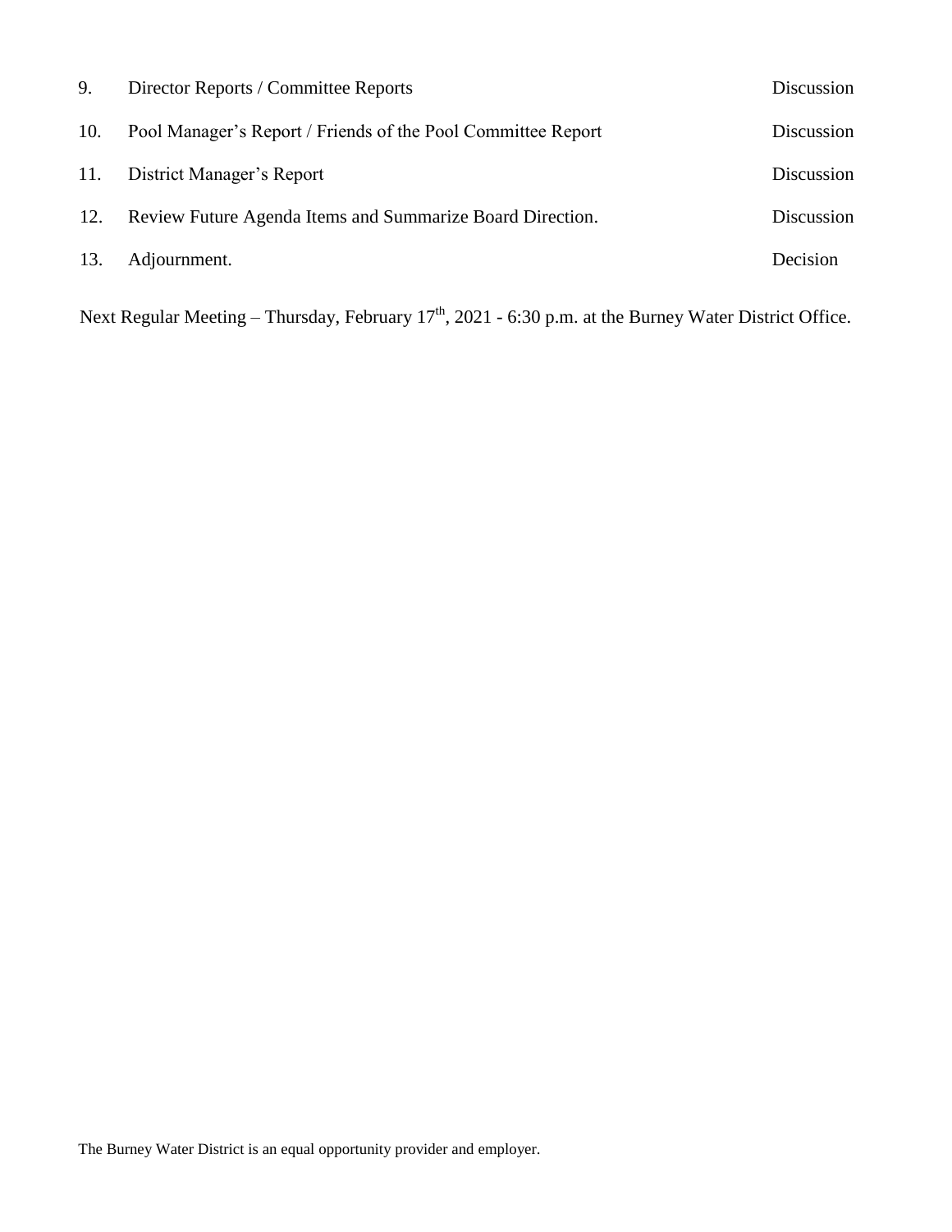| | | |
|---|---|---|
| 9. | Director Reports / Committee Reports | Discussion |
| 10. | Pool Manager's Report / Friends of the Pool Committee Report | Discussion |
| 11. | District Manager's Report | Discussion |
| 12. | Review Future Agenda Items and Summarize Board Direction. | Discussion |
| 13. | Adjournment. | Decision |

Next Regular Meeting – Thursday, February 17th, 2021 - 6:30 p.m. at the Burney Water District Office.

The Burney Water District is an equal opportunity provider and employer.